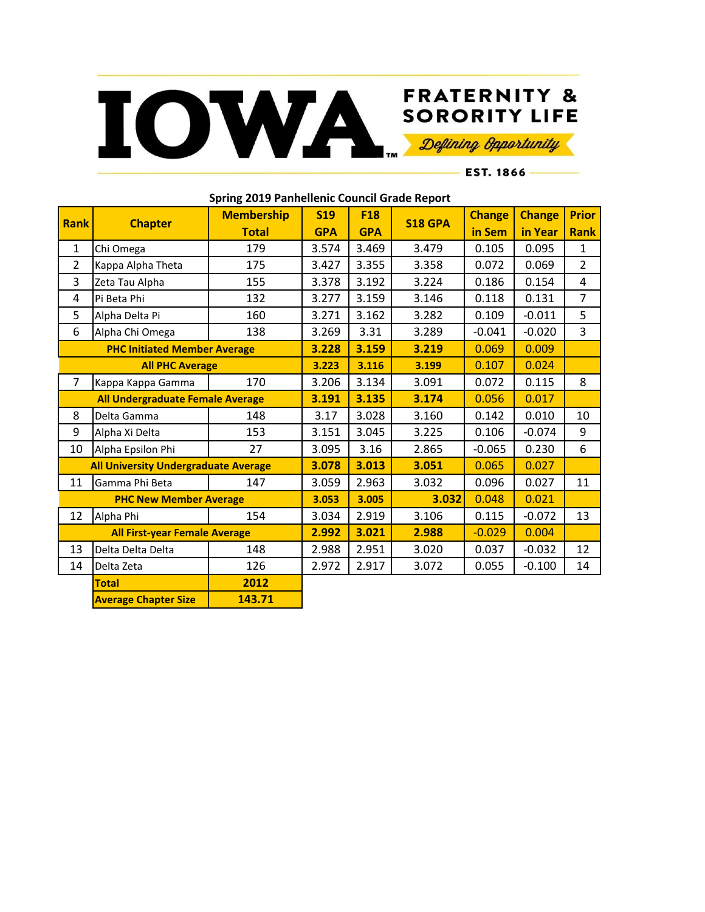IOWA FRATERNITY & SORORITY LIFE

*Defining Opportunity*

EST. 1866

## Spring 2019 Panhellenic Council Grade Report

| Rank | Chapter | Membership Total | S19 GPA | F18 GPA | S18 GPA | Change in Sem | Change in Year | Prior Rank |
|---|---|---|---|---|---|---|---|---|
| 1 | Chi Omega | 179 | 3.574 | 3.469 | 3.479 | 0.105 | 0.095 | 1 |
| 2 | Kappa Alpha Theta | 175 | 3.427 | 3.355 | 3.358 | 0.072 | 0.069 | 2 |
| 3 | Zeta Tau Alpha | 155 | 3.378 | 3.192 | 3.224 | 0.186 | 0.154 | 4 |
| 4 | Pi Beta Phi | 132 | 3.277 | 3.159 | 3.146 | 0.118 | 0.131 | 7 |
| 5 | Alpha Delta Pi | 160 | 3.271 | 3.162 | 3.282 | 0.109 | -0.011 | 5 |
| 6 | Alpha Chi Omega | 138 | 3.269 | 3.31 | 3.289 | -0.041 | -0.020 | 3 |
| | **PHC Initiated Member Average** | | **3.228** | **3.159** | **3.219** | 0.069 | 0.009 | |
| | **All PHC Average** | | **3.223** | **3.116** | **3.199** | 0.107 | 0.024 | |
| 7 | Kappa Kappa Gamma | 170 | 3.206 | 3.134 | 3.091 | 0.072 | 0.115 | 8 |
| | **All Undergraduate Female Average** | | **3.191** | **3.135** | **3.174** | 0.056 | 0.017 | |
| 8 | Delta Gamma | 148 | 3.17 | 3.028 | 3.160 | 0.142 | 0.010 | 10 |
| 9 | Alpha Xi Delta | 153 | 3.151 | 3.045 | 3.225 | 0.106 | -0.074 | 9 |
| 10 | Alpha Epsilon Phi | 27 | 3.095 | 3.16 | 2.865 | -0.065 | 0.230 | 6 |
| | **All University Undergraduate Average** | | **3.078** | **3.013** | **3.051** | 0.065 | 0.027 | |
| 11 | Gamma Phi Beta | 147 | 3.059 | 2.963 | 3.032 | 0.096 | 0.027 | 11 |
| | **PHC New Member Average** | | **3.053** | **3.005** | **3.032** | 0.048 | 0.021 | |
| 12 | Alpha Phi | 154 | 3.034 | 2.919 | 3.106 | 0.115 | -0.072 | 13 |
| | **All First-year Female Average** | | **2.992** | **3.021** | **2.988** | -0.029 | 0.004 | |
| 13 | Delta Delta Delta | 148 | 2.988 | 2.951 | 3.020 | 0.037 | -0.032 | 12 |
| 14 | Delta Zeta | 126 | 2.972 | 2.917 | 3.072 | 0.055 | -0.100 | 14 |
| | **Total** | **2012** | | | | | | |
| | **Average Chapter Size** | **143.71** | | | | | | |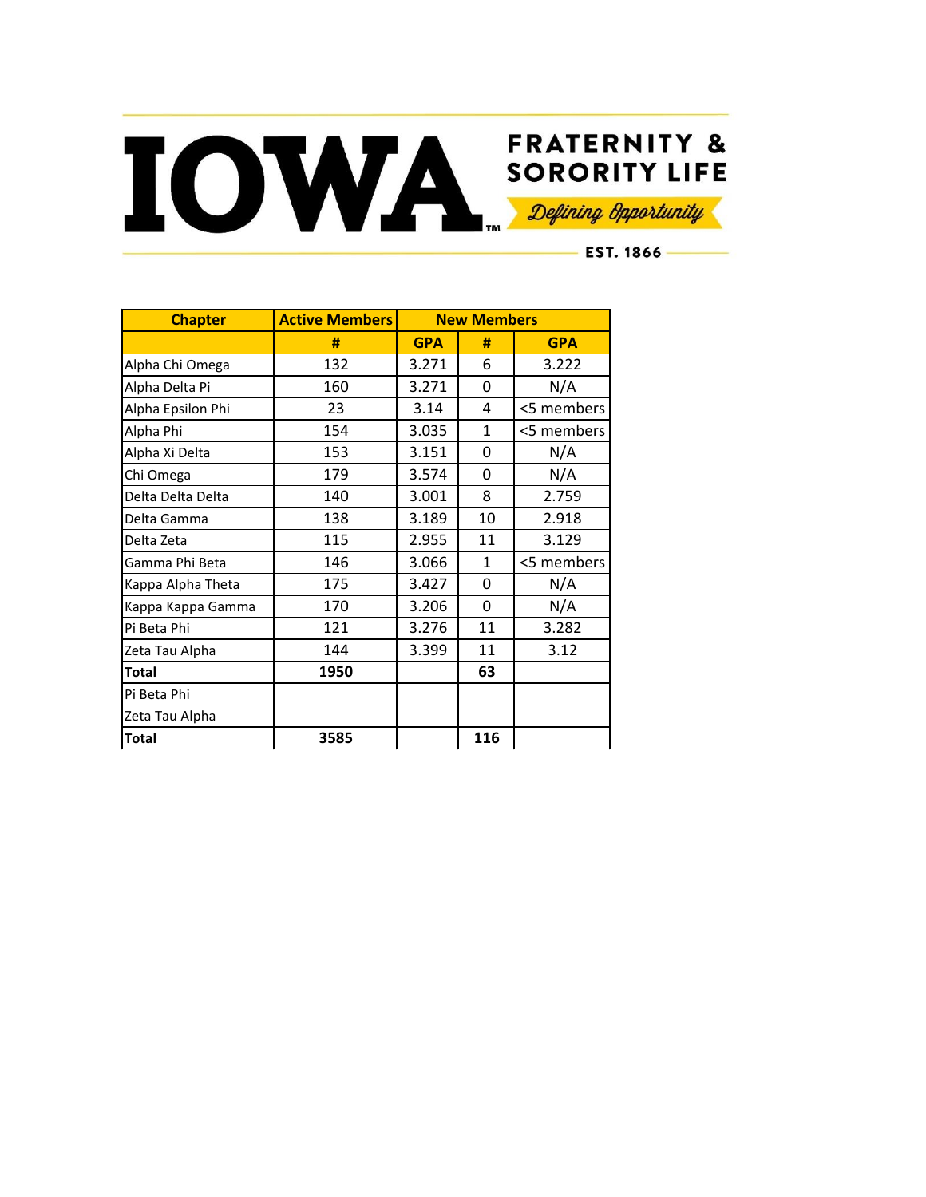IOWA™ FRATERNITY & SORORITY LIFE

*Defining Opportunity*

EST. 1866

| Chapter | Active Members | | New Members | |
|---|---|---|---|---|
| | # | GPA | # | GPA |
| Alpha Chi Omega | 132 | 3.271 | 6 | 3.222 |
| Alpha Delta Pi | 160 | 3.271 | 0 | N/A |
| Alpha Epsilon Phi | 23 | 3.14 | 4 | <5 members |
| Alpha Phi | 154 | 3.035 | 1 | <5 members |
| Alpha Xi Delta | 153 | 3.151 | 0 | N/A |
| Chi Omega | 179 | 3.574 | 0 | N/A |
| Delta Delta Delta | 140 | 3.001 | 8 | 2.759 |
| Delta Gamma | 138 | 3.189 | 10 | 2.918 |
| Delta Zeta | 115 | 2.955 | 11 | 3.129 |
| Gamma Phi Beta | 146 | 3.066 | 1 | <5 members |
| Kappa Alpha Theta | 175 | 3.427 | 0 | N/A |
| Kappa Kappa Gamma | 170 | 3.206 | 0 | N/A |
| Pi Beta Phi | 121 | 3.276 | 11 | 3.282 |
| Zeta Tau Alpha | 144 | 3.399 | 11 | 3.12 |
| **Total** | **1950** | | **63** | |
| Pi Beta Phi | | | | |
| Zeta Tau Alpha | | | | |
| **Total** | **3585** | | **116** | |